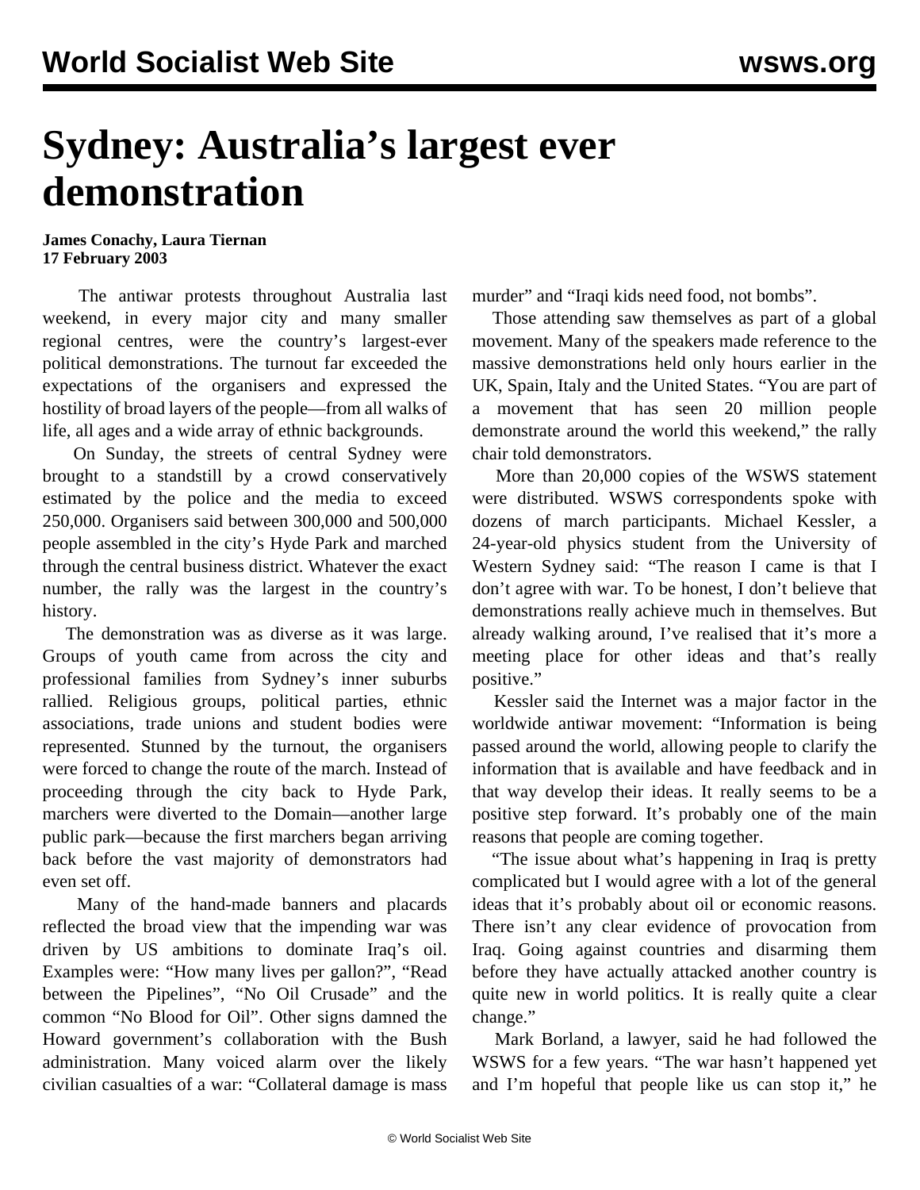# Sydney: Australia's largest ever demonstration

**James Conachy, Laura Tiernan**
**17 February 2003**

The antiwar protests throughout Australia last weekend, in every major city and many smaller regional centres, were the country's largest-ever political demonstrations. The turnout far exceeded the expectations of the organisers and expressed the hostility of broad layers of the people—from all walks of life, all ages and a wide array of ethnic backgrounds.

On Sunday, the streets of central Sydney were brought to a standstill by a crowd conservatively estimated by the police and the media to exceed 250,000. Organisers said between 300,000 and 500,000 people assembled in the city's Hyde Park and marched through the central business district. Whatever the exact number, the rally was the largest in the country's history.

The demonstration was as diverse as it was large. Groups of youth came from across the city and professional families from Sydney's inner suburbs rallied. Religious groups, political parties, ethnic associations, trade unions and student bodies were represented. Stunned by the turnout, the organisers were forced to change the route of the march. Instead of proceeding through the city back to Hyde Park, marchers were diverted to the Domain—another large public park—because the first marchers began arriving back before the vast majority of demonstrators had even set off.

Many of the hand-made banners and placards reflected the broad view that the impending war was driven by US ambitions to dominate Iraq's oil. Examples were: "How many lives per gallon?", "Read between the Pipelines", "No Oil Crusade" and the common "No Blood for Oil". Other signs damned the Howard government's collaboration with the Bush administration. Many voiced alarm over the likely civilian casualties of a war: "Collateral damage is mass murder" and "Iraqi kids need food, not bombs".

Those attending saw themselves as part of a global movement. Many of the speakers made reference to the massive demonstrations held only hours earlier in the UK, Spain, Italy and the United States. "You are part of a movement that has seen 20 million people demonstrate around the world this weekend," the rally chair told demonstrators.

More than 20,000 copies of the WSWS statement were distributed. WSWS correspondents spoke with dozens of march participants. Michael Kessler, a 24-year-old physics student from the University of Western Sydney said: "The reason I came is that I don't agree with war. To be honest, I don't believe that demonstrations really achieve much in themselves. But already walking around, I've realised that it's more a meeting place for other ideas and that's really positive."

Kessler said the Internet was a major factor in the worldwide antiwar movement: "Information is being passed around the world, allowing people to clarify the information that is available and have feedback and in that way develop their ideas. It really seems to be a positive step forward. It's probably one of the main reasons that people are coming together.

"The issue about what's happening in Iraq is pretty complicated but I would agree with a lot of the general ideas that it's probably about oil or economic reasons. There isn't any clear evidence of provocation from Iraq. Going against countries and disarming them before they have actually attacked another country is quite new in world politics. It is really quite a clear change."

Mark Borland, a lawyer, said he had followed the WSWS for a few years. "The war hasn't happened yet and I'm hopeful that people like us can stop it," he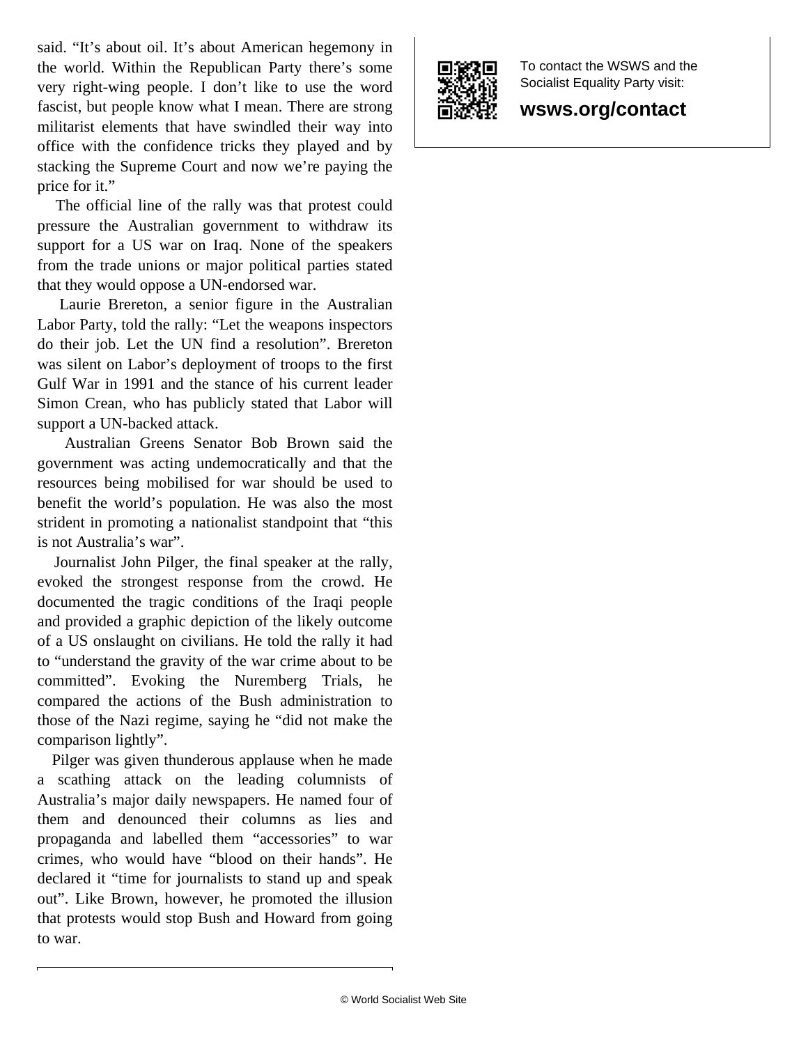said. "It's about oil. It's about American hegemony in the world. Within the Republican Party there's some very right-wing people. I don't like to use the word fascist, but people know what I mean. There are strong militarist elements that have swindled their way into office with the confidence tricks they played and by stacking the Supreme Court and now we're paying the price for it."

The official line of the rally was that protest could pressure the Australian government to withdraw its support for a US war on Iraq. None of the speakers from the trade unions or major political parties stated that they would oppose a UN-endorsed war.

Laurie Brereton, a senior figure in the Australian Labor Party, told the rally: "Let the weapons inspectors do their job. Let the UN find a resolution". Brereton was silent on Labor's deployment of troops to the first Gulf War in 1991 and the stance of his current leader Simon Crean, who has publicly stated that Labor will support a UN-backed attack.

Australian Greens Senator Bob Brown said the government was acting undemocratically and that the resources being mobilised for war should be used to benefit the world's population. He was also the most strident in promoting a nationalist standpoint that "this is not Australia's war".

Journalist John Pilger, the final speaker at the rally, evoked the strongest response from the crowd. He documented the tragic conditions of the Iraqi people and provided a graphic depiction of the likely outcome of a US onslaught on civilians. He told the rally it had to "understand the gravity of the war crime about to be committed". Evoking the Nuremberg Trials, he compared the actions of the Bush administration to those of the Nazi regime, saying he "did not make the comparison lightly".

Pilger was given thunderous applause when he made a scathing attack on the leading columnists of Australia's major daily newspapers. He named four of them and denounced their columns as lies and propaganda and labelled them "accessories" to war crimes, who would have "blood on their hands". He declared it "time for journalists to stand up and speak out". Like Brown, however, he promoted the illusion that protests would stop Bush and Howard from going to war.

To contact the WSWS and the Socialist Equality Party visit:

**wsws.org/contact**